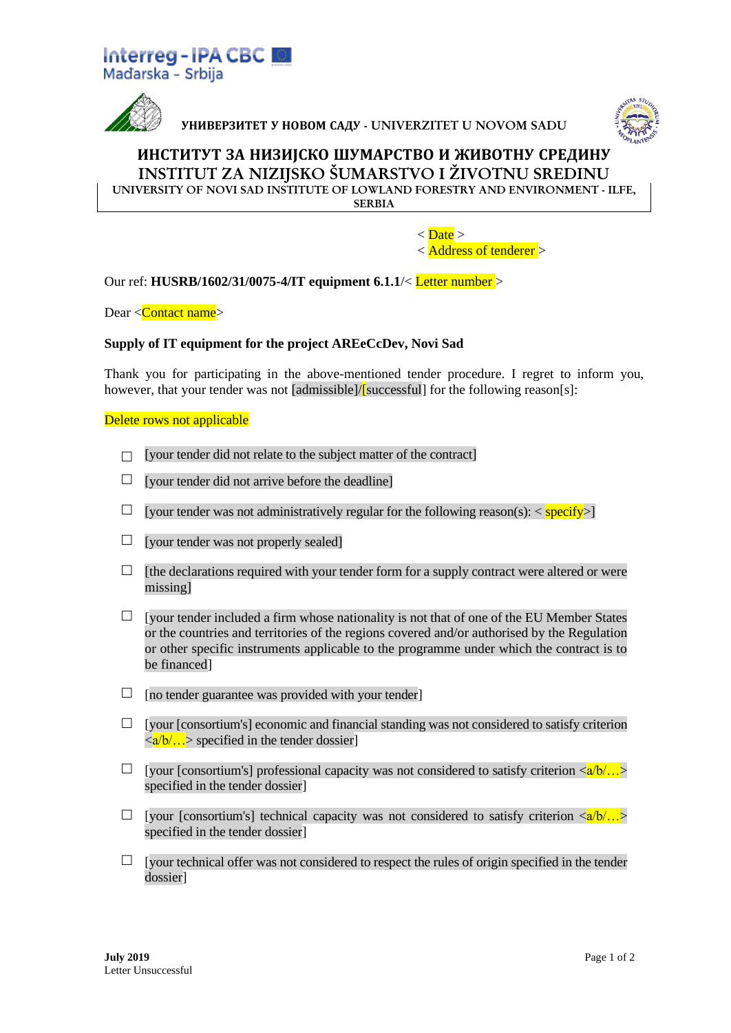Interreg - IPA CBC
Mađarska - Srbija

УНИВЕРЗИТЕТ У НОВОМ САДУ - UNIVERZITET U NOVOM SADU

# ИНСТИТУТ ЗА НИЗИЈСКО ШУМАРСТВО И ЖИВОТНУ СРЕДИНУ
# INSTITUT ZA NIZIJSKO ŠUMARSTVO I ŽIVOTNU SREDINU

UNIVERSITY OF NOVI SAD INSTITUTE OF LOWLAND FORESTRY AND ENVIRONMENT - ILFE, SERBIA

< Date >
< Address of tenderer >

Our ref: **HUSRB/1602/31/0075-4/IT equipment 6.1.1**/< Letter number >

Dear <Contact name>

**Supply of IT equipment for the project AREeCcDev, Novi Sad**

Thank you for participating in the above-mentioned tender procedure. I regret to inform you, however, that your tender was not [admissible]/[successful] for the following reason[s]:

Delete rows not applicable

- ☐ [your tender did not relate to the subject matter of the contract]
- ☐ [your tender did not arrive before the deadline]
- ☐ [your tender was not administratively regular for the following reason(s): < specify>]
- ☐ [your tender was not properly sealed]
- ☐ [the declarations required with your tender form for a supply contract were altered or were missing]
- ☐ [your tender included a firm whose nationality is not that of one of the EU Member States or the countries and territories of the regions covered and/or authorised by the Regulation or other specific instruments applicable to the programme under which the contract is to be financed]
- ☐ [no tender guarantee was provided with your tender]
- ☐ [your [consortium's] economic and financial standing was not considered to satisfy criterion <a/b/…> specified in the tender dossier]
- ☐ [your [consortium's] professional capacity was not considered to satisfy criterion <a/b/…> specified in the tender dossier]
- ☐ [your [consortium's] technical capacity was not considered to satisfy criterion <a/b/…> specified in the tender dossier]
- ☐ [your technical offer was not considered to respect the rules of origin specified in the tender dossier]

**July 2019**
Letter Unsuccessful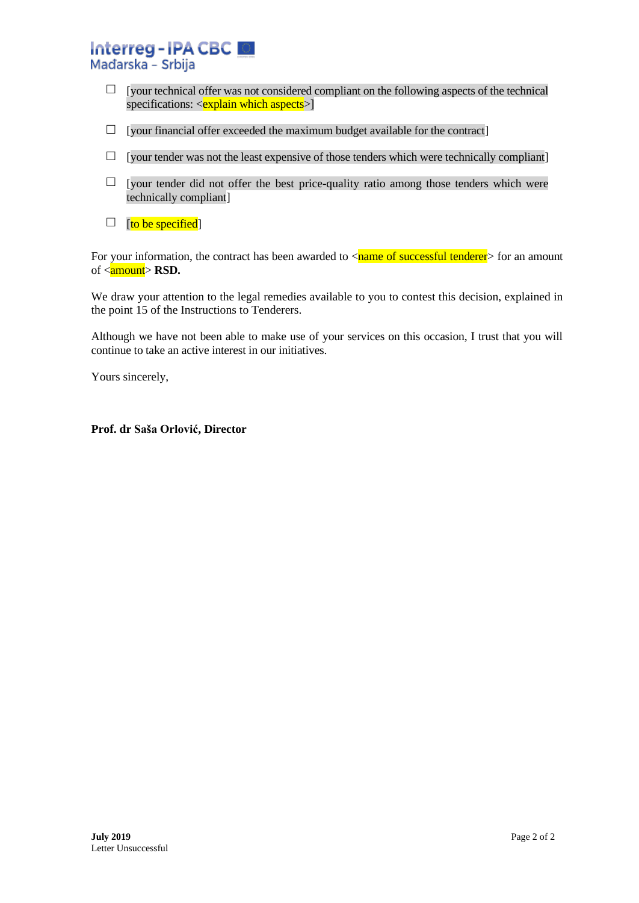- ☐ [your technical offer was not considered compliant on the following aspects of the technical specifications: <explain which aspects>]
- ☐ [your financial offer exceeded the maximum budget available for the contract]
- ☐ [your tender was not the least expensive of those tenders which were technically compliant]
- ☐ [your tender did not offer the best price-quality ratio among those tenders which were technically compliant]
- ☐ [to be specified]

For your information, the contract has been awarded to <name of successful tenderer> for an amount of <amount> **RSD.**

We draw your attention to the legal remedies available to you to contest this decision, explained in the point 15 of the Instructions to Tenderers.

Although we have not been able to make use of your services on this occasion, I trust that you will continue to take an active interest in our initiatives.

Yours sincerely,

**Prof. dr Saša Orlović, Director**